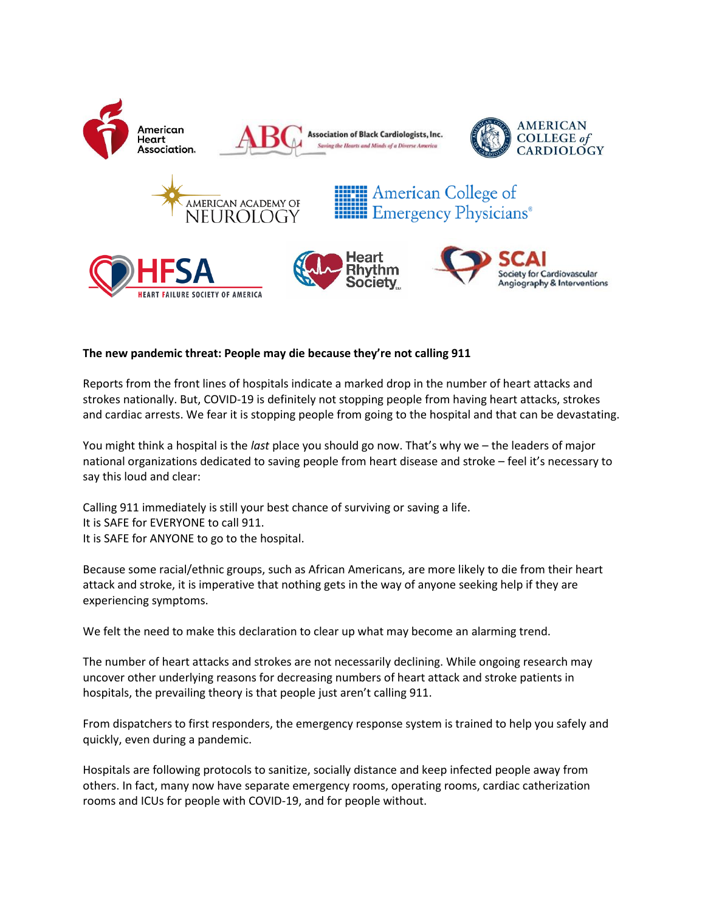American Heart Association. | Association of Black Cardiologists, Inc. — *Saving the Hearts and Minds of a Diverse America* | American College of Cardiology

American Academy of Neurology | American College of Emergency Physicians®

HFSA Heart Failure Society of America | Heart Rhythm Society | SCAI Society for Cardiovascular Angiography & Interventions

**The new pandemic threat: People may die because they're not calling 911**

Reports from the front lines of hospitals indicate a marked drop in the number of heart attacks and strokes nationally. But, COVID-19 is definitely not stopping people from having heart attacks, strokes and cardiac arrests. We fear it is stopping people from going to the hospital and that can be devastating.

You might think a hospital is the *last* place you should go now. That's why we – the leaders of major national organizations dedicated to saving people from heart disease and stroke – feel it's necessary to say this loud and clear:

Calling 911 immediately is still your best chance of surviving or saving a life.
It is SAFE for EVERYONE to call 911.
It is SAFE for ANYONE to go to the hospital.

Because some racial/ethnic groups, such as African Americans, are more likely to die from their heart attack and stroke, it is imperative that nothing gets in the way of anyone seeking help if they are experiencing symptoms.

We felt the need to make this declaration to clear up what may become an alarming trend.

The number of heart attacks and strokes are not necessarily declining. While ongoing research may uncover other underlying reasons for decreasing numbers of heart attack and stroke patients in hospitals, the prevailing theory is that people just aren't calling 911.

From dispatchers to first responders, the emergency response system is trained to help you safely and quickly, even during a pandemic.

Hospitals are following protocols to sanitize, socially distance and keep infected people away from others. In fact, many now have separate emergency rooms, operating rooms, cardiac catherization rooms and ICUs for people with COVID-19, and for people without.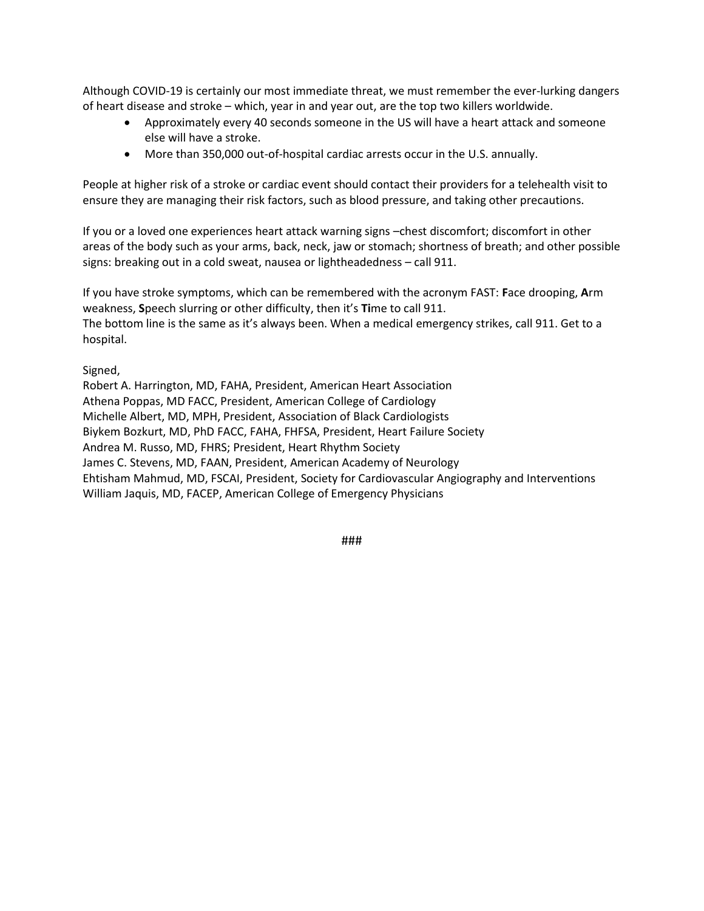Although COVID-19 is certainly our most immediate threat, we must remember the ever-lurking dangers of heart disease and stroke – which, year in and year out, are the top two killers worldwide.

- Approximately every 40 seconds someone in the US will have a heart attack and someone else will have a stroke.
- More than 350,000 out-of-hospital cardiac arrests occur in the U.S. annually.

People at higher risk of a stroke or cardiac event should contact their providers for a telehealth visit to ensure they are managing their risk factors, such as blood pressure, and taking other precautions.

If you or a loved one experiences heart attack warning signs –chest discomfort; discomfort in other areas of the body such as your arms, back, neck, jaw or stomach; shortness of breath; and other possible signs: breaking out in a cold sweat, nausea or lightheadedness – call 911.

If you have stroke symptoms, which can be remembered with the acronym FAST: **F**ace drooping, **A**rm weakness, **S**peech slurring or other difficulty, then it's **Ti**me to call 911.
The bottom line is the same as it's always been. When a medical emergency strikes, call 911. Get to a hospital.

Signed,
Robert A. Harrington, MD, FAHA, President, American Heart Association
Athena Poppas, MD FACC, President, American College of Cardiology
Michelle Albert, MD, MPH, President, Association of Black Cardiologists
Biykem Bozkurt, MD, PhD FACC, FAHA, FHFSA, President, Heart Failure Society
Andrea M. Russo, MD, FHRS; President, Heart Rhythm Society
James C. Stevens, MD, FAAN, President, American Academy of Neurology
Ehtisham Mahmud, MD, FSCAI, President, Society for Cardiovascular Angiography and Interventions
William Jaquis, MD, FACEP, American College of Emergency Physicians

###